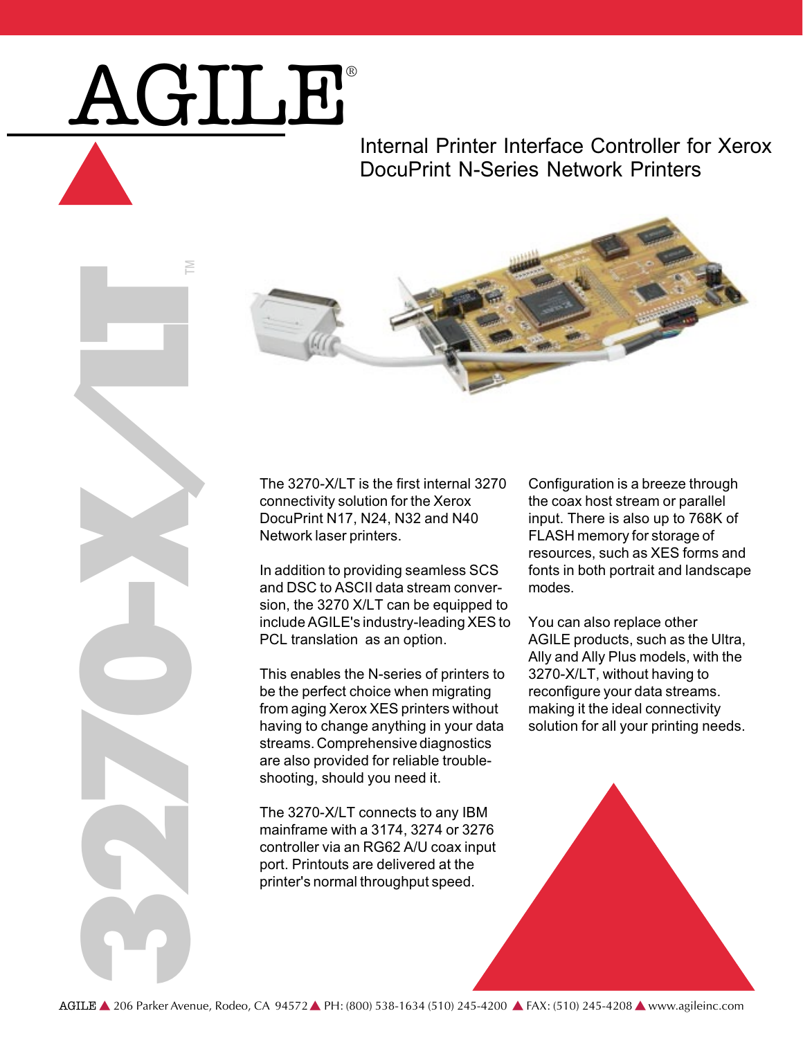# AGILE®

## Internal Printer Interface Controller for Xerox DocuPrint N-Series Network Printers

# 3270-X/LT™

The 3270-X/LT is the first internal 3270 connectivity solution for the Xerox DocuPrint N17, N24, N32 and N40 Network laser printers.

In addition to providing seamless SCS and DSC to ASCII data stream conversion, the 3270 X/LT can be equipped to include AGILE's industry-leading XES to PCL translation as an option.

This enables the N-series of printers to be the perfect choice when migrating from aging Xerox XES printers without having to change anything in your data streams. Comprehensive diagnostics are also provided for reliable trouble-shooting, should you need it.

The 3270-X/LT connects to any IBM mainframe with a 3174, 3274 or 3276 controller via an RG62 A/U coax input port. Printouts are delivered at the printer's normal throughput speed.

Configuration is a breeze through the coax host stream or parallel input. There is also up to 768K of FLASH memory for storage of resources, such as XES forms and fonts in both portrait and landscape modes.

You can also replace other AGILE products, such as the Ultra, Ally and Ally Plus models, with the 3270-X/LT, without having to reconfigure your data streams. making it the ideal connectivity solution for all your printing needs.

AGILE ▲ 206 Parker Avenue, Rodeo, CA 94572 ▲ PH: (800) 538-1634 (510) 245-4200 ▲ FAX: (510) 245-4208 ▲ www.agileinc.com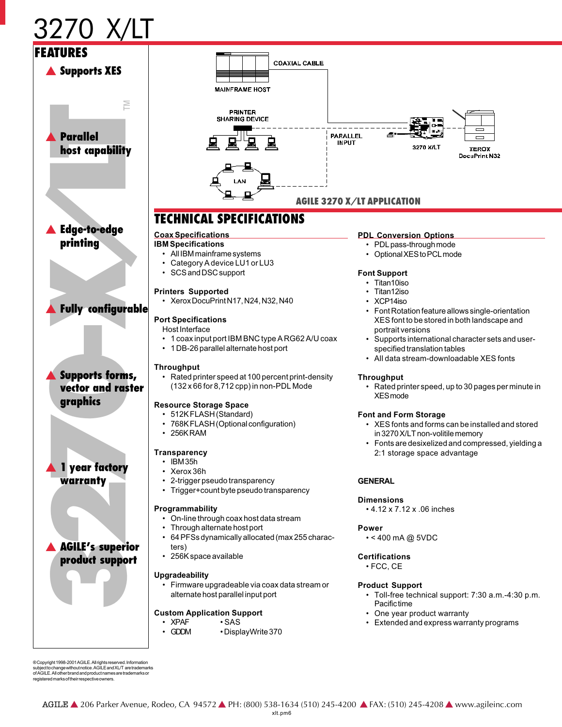# 3270 X/LT

## FEATURES

- ▲ Supports XES
- ▲ Parallel host capability
- ▲ Edge-to-edge printing
- ▲ Fully configurable
- ▲ Supports forms, vector and raster graphics
- ▲ 1 year factory warranty
- ▲ AGILE's superior product support

COAXIAL CABLE

MAINFRAME HOST

PRINTER SHARING DEVICE

PARALLEL INPUT

LAN

3270 X/LT

XEROX DocuPrint N32

**AGILE 3270 X/LT APPLICATION**

## TECHNICAL SPECIFICATIONS

### Coax Specifications

**IBM Specifications**
- All IBM mainframe systems
- Category A device LU1 or LU3
- SCS and DSC support

**Printers Supported**
- Xerox DocuPrint N17, N24, N32, N40

**Port Specifications**

Host Interface
- 1 coax input port IBM BNC type A RG62 A/U coax
- 1 DB-26 parallel alternate host port

**Throughput**
- Rated printer speed at 100 percent print-density (132 x 66 for 8,712 cpp) in non-PDL Mode

**Resource Storage Space**
- 512K FLASH (Standard)
- 768K FLASH (Optional configuration)
- 256K RAM

**Transparency**
- IBM 35h
- Xerox 36h
- 2-trigger pseudo transparency
- Trigger+count byte pseudo transparency

**Programmability**
- On-line through coax host data stream
- Through alternate host port
- 64 PFSs dynamically allocated (max 255 characters)
- 256K space available

**Upgradeability**
- Firmware upgradeable via coax data stream or alternate host parallel input port

**Custom Application Support**
- XPAF
- GDDM
- SAS
- DisplayWrite 370

### PDL Conversion Options
- PDL pass-through mode
- Optional XES to PCL mode

**Font Support**
- Titan10iso
- Titan12iso
- XCP14iso
- Font Rotation feature allows single-orientation XES font to be stored in both landscape and portrait versions
- Supports international character sets and user-specified translation tables
- All data stream-downloadable XES fonts

**Throughput**
- Rated printer speed, up to 30 pages per minute in XES mode

**Font and Form Storage**
- XES fonts and forms can be installed and stored in 3270 X/LT non-volitile memory
- Fonts are desixelized and compressed, yielding a 2:1 storage space advantage

### GENERAL

**Dimensions**
- 4.12 x 7.12 x .06 inches

**Power**
- < 400 mA @ 5VDC

**Certifications**
- FCC, CE

**Product Support**
- Toll-free technical support: 7:30 a.m.-4:30 p.m. Pacific time
- One year product warranty
- Extended and express warranty programs

®Copyright 1998-2001 AGILE. All rights reserved. Information subject to change without notice. AGILE and XL/T are trademarks of AGILE. All other brand and product names are trademarks or registered marks of their respective owners.

AGILE ▲ 206 Parker Avenue, Rodeo, CA 94572 ▲ PH: (800) 538-1634 (510) 245-4200 ▲ FAX: (510) 245-4208 ▲ www.agileinc.com